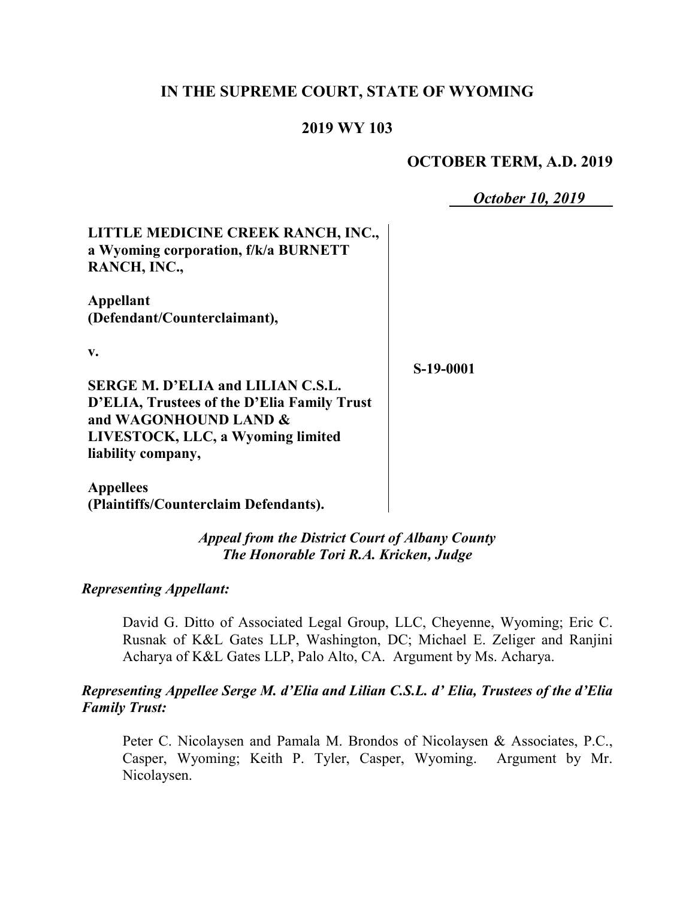# IN THE SUPREME COURT, STATE OF WYOMING

## 2019 WY 103

**OCTOBER TERM, A.D. 2019**

***October 10, 2019***

**LITTLE MEDICINE CREEK RANCH, INC., a Wyoming corporation, f/k/a BURNETT RANCH, INC.,**

**Appellant (Defendant/Counterclaimant),**

**v.**

**SERGE M. D'ELIA and LILIAN C.S.L. D'ELIA, Trustees of the D'Elia Family Trust and WAGONHOUND LAND & LIVESTOCK, LLC, a Wyoming limited liability company,**

**Appellees (Plaintiffs/Counterclaim Defendants).**

**S-19-0001**

***Appeal from the District Court of Albany County***
***The Honorable Tori R.A. Kricken, Judge***

***Representing Appellant:***

David G. Ditto of Associated Legal Group, LLC, Cheyenne, Wyoming; Eric C. Rusnak of K&L Gates LLP, Washington, DC; Michael E. Zeliger and Ranjini Acharya of K&L Gates LLP, Palo Alto, CA. Argument by Ms. Acharya.

***Representing Appellee Serge M. d'Elia and Lilian C.S.L. d' Elia, Trustees of the d'Elia Family Trust:***

Peter C. Nicolaysen and Pamala M. Brondos of Nicolaysen & Associates, P.C., Casper, Wyoming; Keith P. Tyler, Casper, Wyoming. Argument by Mr. Nicolaysen.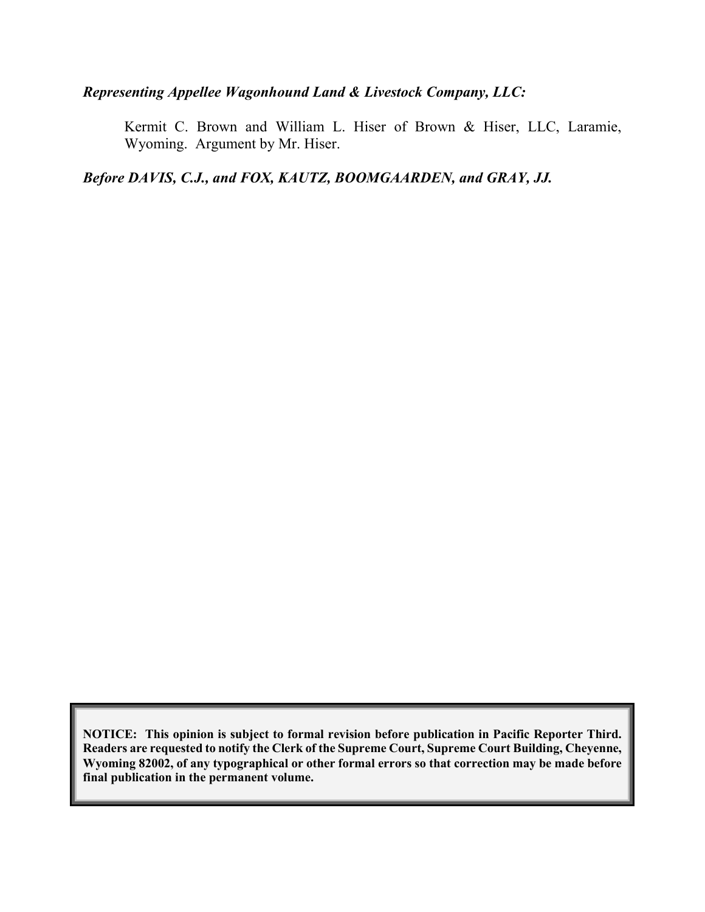*Representing Appellee Wagonhound Land & Livestock Company, LLC:*

Kermit C. Brown and William L. Hiser of Brown & Hiser, LLC, Laramie, Wyoming. Argument by Mr. Hiser.

***Before DAVIS, C.J., and FOX, KAUTZ, BOOMGAARDEN, and GRAY, JJ.***

**NOTICE: This opinion is subject to formal revision before publication in Pacific Reporter Third. Readers are requested to notify the Clerk of the Supreme Court, Supreme Court Building, Cheyenne, Wyoming 82002, of any typographical or other formal errors so that correction may be made before final publication in the permanent volume.**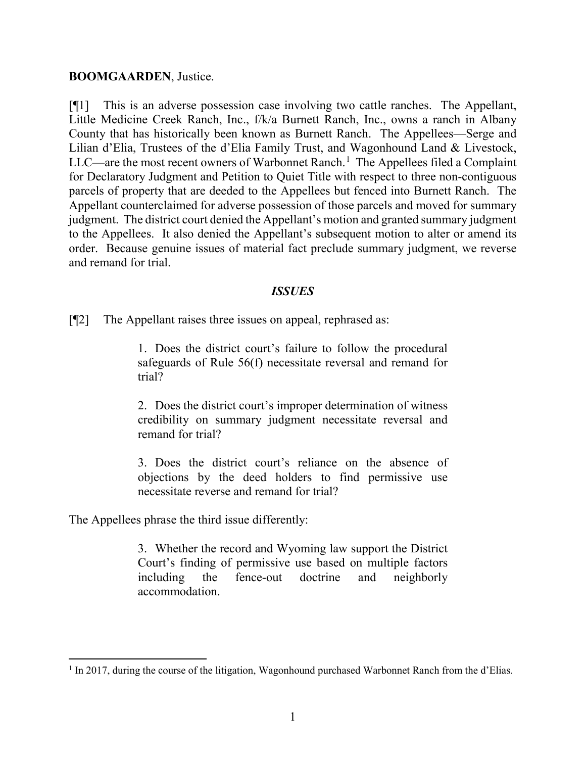**BOOMGAARDEN**, Justice.

[¶1] This is an adverse possession case involving two cattle ranches. The Appellant, Little Medicine Creek Ranch, Inc., f/k/a Burnett Ranch, Inc., owns a ranch in Albany County that has historically been known as Burnett Ranch. The Appellees—Serge and Lilian d'Elia, Trustees of the d'Elia Family Trust, and Wagonhound Land & Livestock, LLC—are the most recent owners of Warbonnet Ranch.[1] The Appellees filed a Complaint for Declaratory Judgment and Petition to Quiet Title with respect to three non-contiguous parcels of property that are deeded to the Appellees but fenced into Burnett Ranch. The Appellant counterclaimed for adverse possession of those parcels and moved for summary judgment. The district court denied the Appellant's motion and granted summary judgment to the Appellees. It also denied the Appellant's subsequent motion to alter or amend its order. Because genuine issues of material fact preclude summary judgment, we reverse and remand for trial.

## *ISSUES*

[¶2] The Appellant raises three issues on appeal, rephrased as:

> 1. Does the district court's failure to follow the procedural safeguards of Rule 56(f) necessitate reversal and remand for trial?
>
> 2. Does the district court's improper determination of witness credibility on summary judgment necessitate reversal and remand for trial?
>
> 3. Does the district court's reliance on the absence of objections by the deed holders to find permissive use necessitate reverse and remand for trial?

The Appellees phrase the third issue differently:

> 3. Whether the record and Wyoming law support the District Court's finding of permissive use based on multiple factors including the fence-out doctrine and neighborly accommodation.

---

[1] In 2017, during the course of the litigation, Wagonhound purchased Warbonnet Ranch from the d'Elias.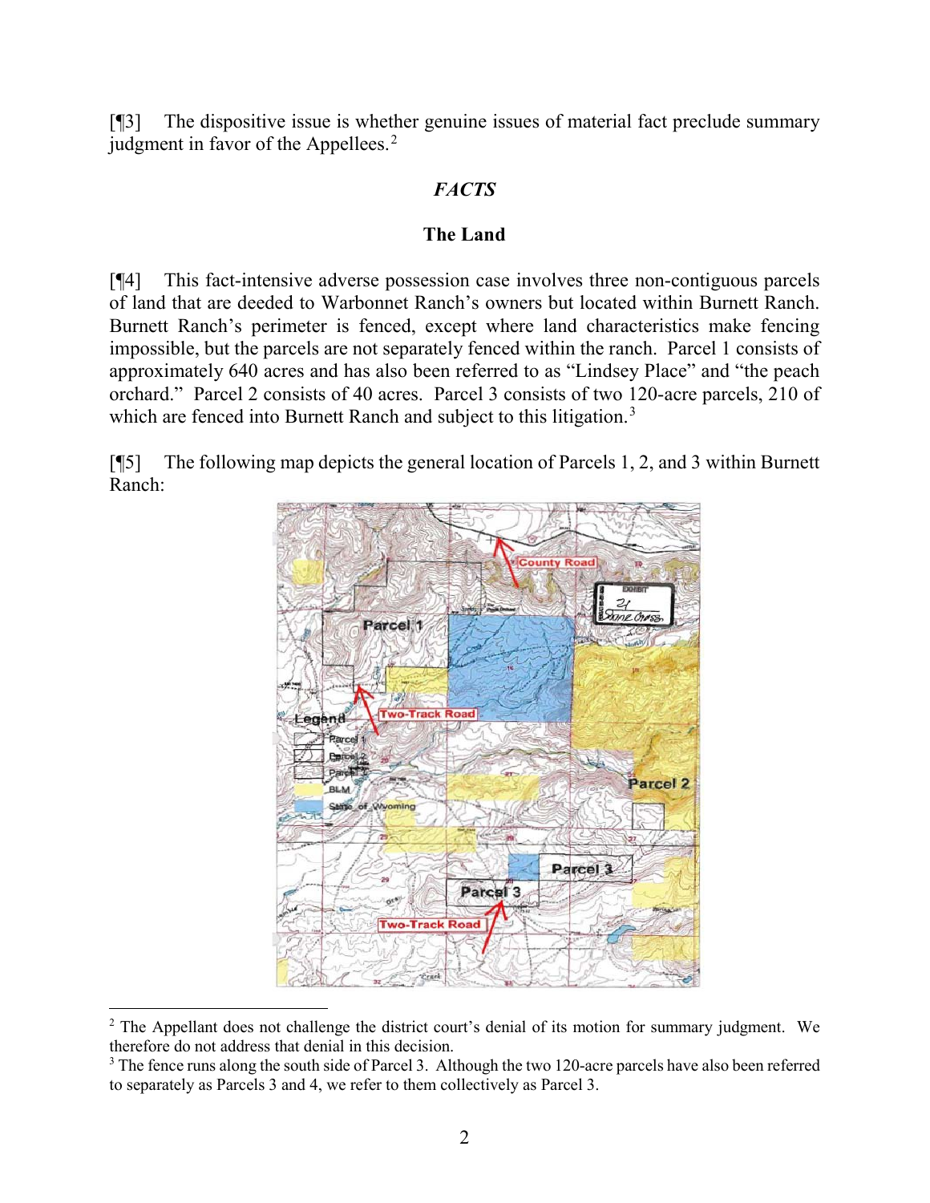[¶3] The dispositive issue is whether genuine issues of material fact preclude summary judgment in favor of the Appellees.[2]

## *FACTS*

### The Land

[¶4] This fact-intensive adverse possession case involves three non-contiguous parcels of land that are deeded to Warbonnet Ranch's owners but located within Burnett Ranch. Burnett Ranch's perimeter is fenced, except where land characteristics make fencing impossible, but the parcels are not separately fenced within the ranch. Parcel 1 consists of approximately 640 acres and has also been referred to as "Lindsey Place" and "the peach orchard." Parcel 2 consists of 40 acres. Parcel 3 consists of two 120-acre parcels, 210 of which are fenced into Burnett Ranch and subject to this litigation.[3]

[¶5] The following map depicts the general location of Parcels 1, 2, and 3 within Burnett Ranch:

---

[2] The Appellant does not challenge the district court's denial of its motion for summary judgment. We therefore do not address that denial in this decision.

[3] The fence runs along the south side of Parcel 3. Although the two 120-acre parcels have also been referred to separately as Parcels 3 and 4, we refer to them collectively as Parcel 3.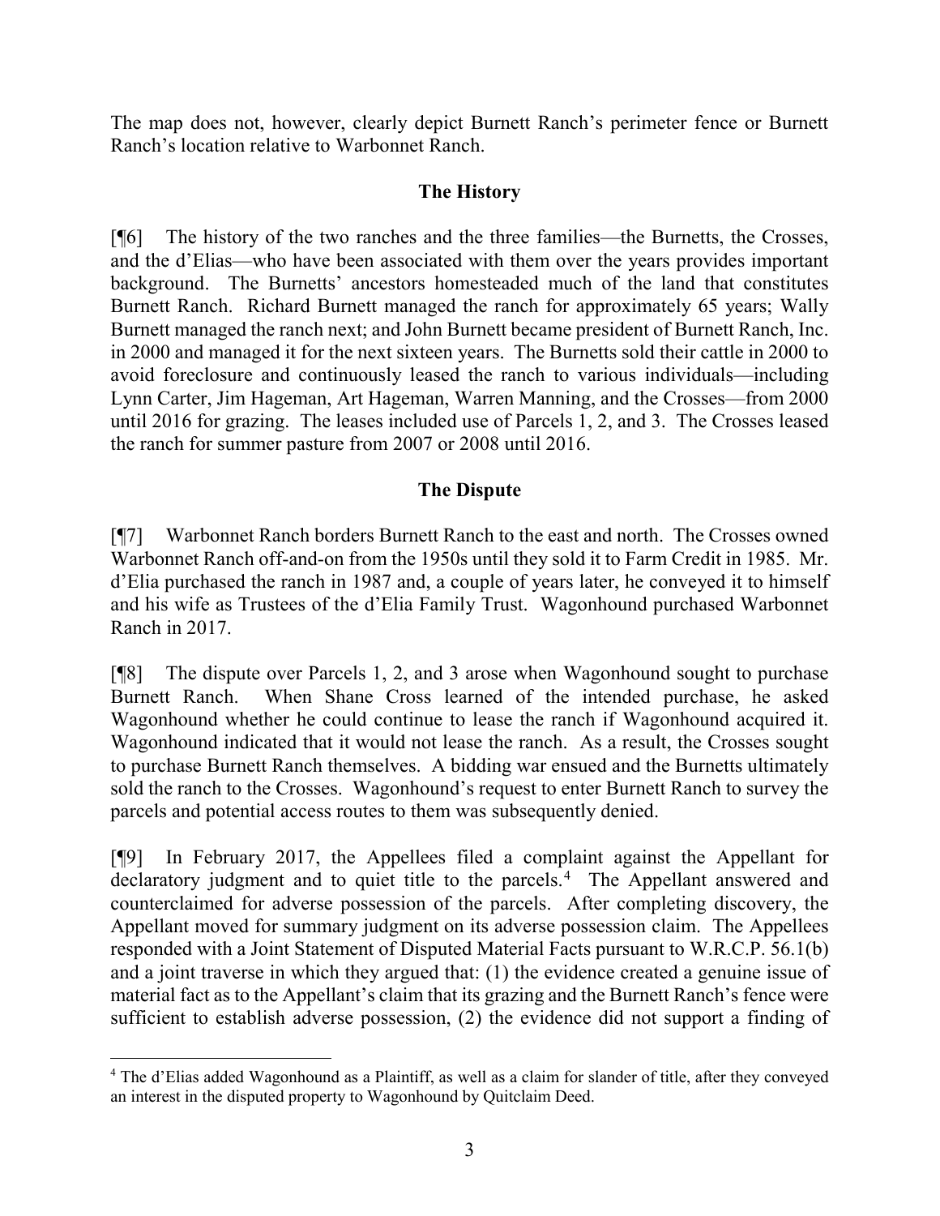The map does not, however, clearly depict Burnett Ranch's perimeter fence or Burnett Ranch's location relative to Warbonnet Ranch.

## The History

[¶6] The history of the two ranches and the three families—the Burnetts, the Crosses, and the d'Elias—who have been associated with them over the years provides important background. The Burnetts' ancestors homesteaded much of the land that constitutes Burnett Ranch. Richard Burnett managed the ranch for approximately 65 years; Wally Burnett managed the ranch next; and John Burnett became president of Burnett Ranch, Inc. in 2000 and managed it for the next sixteen years. The Burnetts sold their cattle in 2000 to avoid foreclosure and continuously leased the ranch to various individuals—including Lynn Carter, Jim Hageman, Art Hageman, Warren Manning, and the Crosses—from 2000 until 2016 for grazing. The leases included use of Parcels 1, 2, and 3. The Crosses leased the ranch for summer pasture from 2007 or 2008 until 2016.

## The Dispute

[¶7] Warbonnet Ranch borders Burnett Ranch to the east and north. The Crosses owned Warbonnet Ranch off-and-on from the 1950s until they sold it to Farm Credit in 1985. Mr. d'Elia purchased the ranch in 1987 and, a couple of years later, he conveyed it to himself and his wife as Trustees of the d'Elia Family Trust. Wagonhound purchased Warbonnet Ranch in 2017.

[¶8] The dispute over Parcels 1, 2, and 3 arose when Wagonhound sought to purchase Burnett Ranch. When Shane Cross learned of the intended purchase, he asked Wagonhound whether he could continue to lease the ranch if Wagonhound acquired it. Wagonhound indicated that it would not lease the ranch. As a result, the Crosses sought to purchase Burnett Ranch themselves. A bidding war ensued and the Burnetts ultimately sold the ranch to the Crosses. Wagonhound's request to enter Burnett Ranch to survey the parcels and potential access routes to them was subsequently denied.

[¶9] In February 2017, the Appellees filed a complaint against the Appellant for declaratory judgment and to quiet title to the parcels.[4] The Appellant answered and counterclaimed for adverse possession of the parcels. After completing discovery, the Appellant moved for summary judgment on its adverse possession claim. The Appellees responded with a Joint Statement of Disputed Material Facts pursuant to W.R.C.P. 56.1(b) and a joint traverse in which they argued that: (1) the evidence created a genuine issue of material fact as to the Appellant's claim that its grazing and the Burnett Ranch's fence were sufficient to establish adverse possession, (2) the evidence did not support a finding of

---

[4] The d'Elias added Wagonhound as a Plaintiff, as well as a claim for slander of title, after they conveyed an interest in the disputed property to Wagonhound by Quitclaim Deed.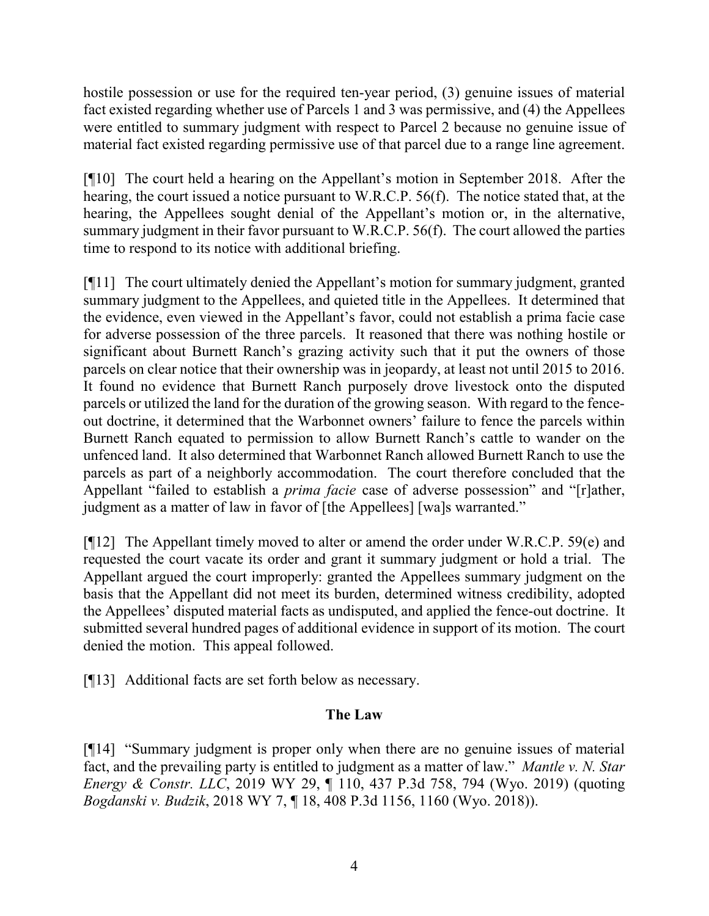hostile possession or use for the required ten-year period, (3) genuine issues of material fact existed regarding whether use of Parcels 1 and 3 was permissive, and (4) the Appellees were entitled to summary judgment with respect to Parcel 2 because no genuine issue of material fact existed regarding permissive use of that parcel due to a range line agreement.

[¶10] The court held a hearing on the Appellant's motion in September 2018. After the hearing, the court issued a notice pursuant to W.R.C.P. 56(f). The notice stated that, at the hearing, the Appellees sought denial of the Appellant's motion or, in the alternative, summary judgment in their favor pursuant to W.R.C.P. 56(f). The court allowed the parties time to respond to its notice with additional briefing.

[¶11] The court ultimately denied the Appellant's motion for summary judgment, granted summary judgment to the Appellees, and quieted title in the Appellees. It determined that the evidence, even viewed in the Appellant's favor, could not establish a prima facie case for adverse possession of the three parcels. It reasoned that there was nothing hostile or significant about Burnett Ranch's grazing activity such that it put the owners of those parcels on clear notice that their ownership was in jeopardy, at least not until 2015 to 2016. It found no evidence that Burnett Ranch purposely drove livestock onto the disputed parcels or utilized the land for the duration of the growing season. With regard to the fence-out doctrine, it determined that the Warbonnet owners' failure to fence the parcels within Burnett Ranch equated to permission to allow Burnett Ranch's cattle to wander on the unfenced land. It also determined that Warbonnet Ranch allowed Burnett Ranch to use the parcels as part of a neighborly accommodation. The court therefore concluded that the Appellant "failed to establish a *prima facie* case of adverse possession" and "[r]ather, judgment as a matter of law in favor of [the Appellees] [wa]s warranted."

[¶12] The Appellant timely moved to alter or amend the order under W.R.C.P. 59(e) and requested the court vacate its order and grant it summary judgment or hold a trial. The Appellant argued the court improperly: granted the Appellees summary judgment on the basis that the Appellant did not meet its burden, determined witness credibility, adopted the Appellees' disputed material facts as undisputed, and applied the fence-out doctrine. It submitted several hundred pages of additional evidence in support of its motion. The court denied the motion. This appeal followed.

[¶13] Additional facts are set forth below as necessary.

## The Law

[¶14] "Summary judgment is proper only when there are no genuine issues of material fact, and the prevailing party is entitled to judgment as a matter of law." *Mantle v. N. Star Energy & Constr. LLC*, 2019 WY 29, ¶ 110, 437 P.3d 758, 794 (Wyo. 2019) (quoting *Bogdanski v. Budzik*, 2018 WY 7, ¶ 18, 408 P.3d 1156, 1160 (Wyo. 2018)).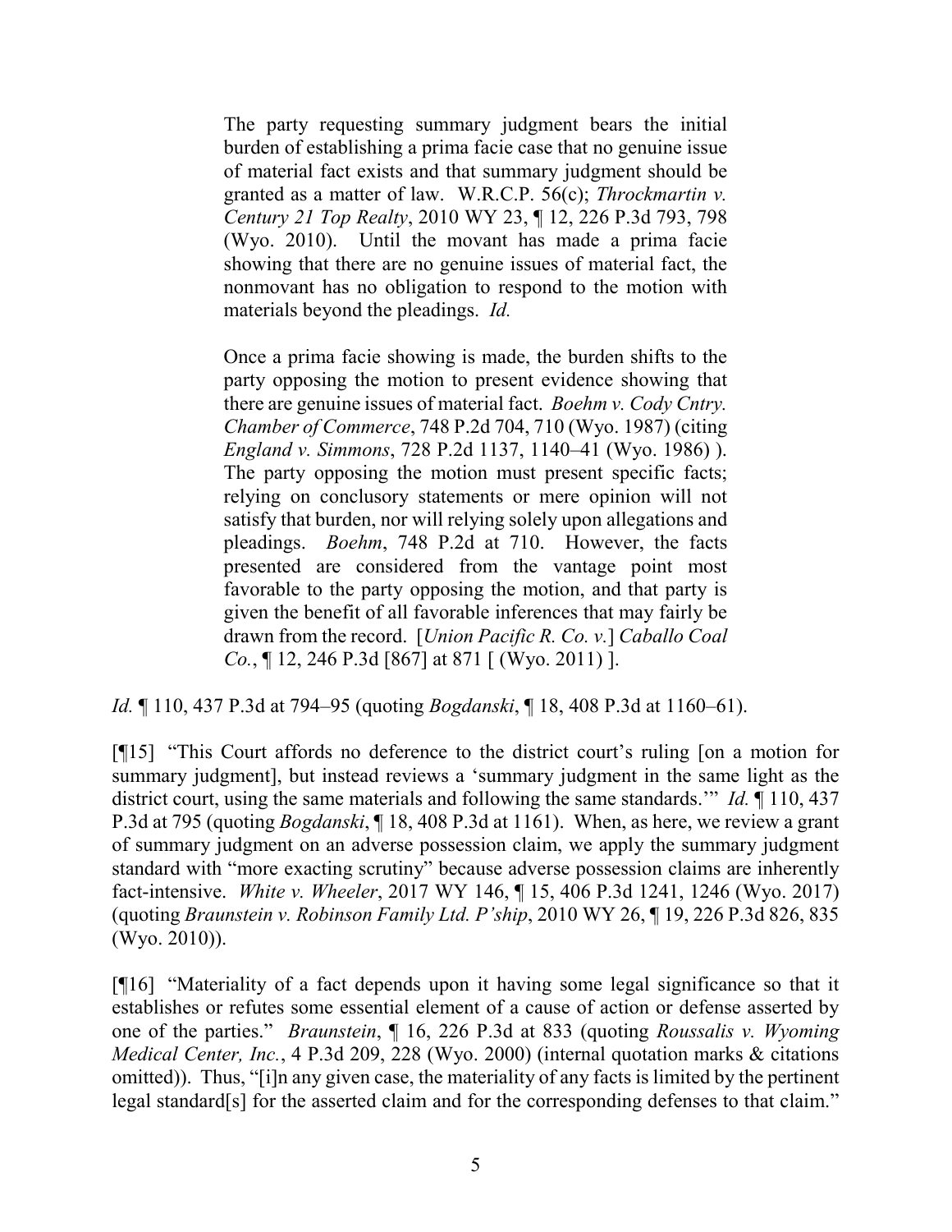> The party requesting summary judgment bears the initial burden of establishing a prima facie case that no genuine issue of material fact exists and that summary judgment should be granted as a matter of law. W.R.C.P. 56(c); *Throckmartin v. Century 21 Top Realty*, 2010 WY 23, ¶ 12, 226 P.3d 793, 798 (Wyo. 2010). Until the movant has made a prima facie showing that there are no genuine issues of material fact, the nonmovant has no obligation to respond to the motion with materials beyond the pleadings. *Id.*
>
> Once a prima facie showing is made, the burden shifts to the party opposing the motion to present evidence showing that there are genuine issues of material fact. *Boehm v. Cody Cntry. Chamber of Commerce*, 748 P.2d 704, 710 (Wyo. 1987) (citing *England v. Simmons*, 728 P.2d 1137, 1140–41 (Wyo. 1986) ). The party opposing the motion must present specific facts; relying on conclusory statements or mere opinion will not satisfy that burden, nor will relying solely upon allegations and pleadings. *Boehm*, 748 P.2d at 710. However, the facts presented are considered from the vantage point most favorable to the party opposing the motion, and that party is given the benefit of all favorable inferences that may fairly be drawn from the record. [*Union Pacific R. Co. v.*] *Caballo Coal Co.*, ¶ 12, 246 P.3d [867] at 871 [ (Wyo. 2011) ].

*Id.* ¶ 110, 437 P.3d at 794–95 (quoting *Bogdanski*, ¶ 18, 408 P.3d at 1160–61).

[¶15] "This Court affords no deference to the district court's ruling [on a motion for summary judgment], but instead reviews a 'summary judgment in the same light as the district court, using the same materials and following the same standards.'" *Id.* ¶ 110, 437 P.3d at 795 (quoting *Bogdanski*, ¶ 18, 408 P.3d at 1161). When, as here, we review a grant of summary judgment on an adverse possession claim, we apply the summary judgment standard with "more exacting scrutiny" because adverse possession claims are inherently fact-intensive. *White v. Wheeler*, 2017 WY 146, ¶ 15, 406 P.3d 1241, 1246 (Wyo. 2017) (quoting *Braunstein v. Robinson Family Ltd. P'ship*, 2010 WY 26, ¶ 19, 226 P.3d 826, 835 (Wyo. 2010)).

[¶16] "Materiality of a fact depends upon it having some legal significance so that it establishes or refutes some essential element of a cause of action or defense asserted by one of the parties." *Braunstein*, ¶ 16, 226 P.3d at 833 (quoting *Roussalis v. Wyoming Medical Center, Inc.*, 4 P.3d 209, 228 (Wyo. 2000) (internal quotation marks & citations omitted)). Thus, "[i]n any given case, the materiality of any facts is limited by the pertinent legal standard[s] for the asserted claim and for the corresponding defenses to that claim."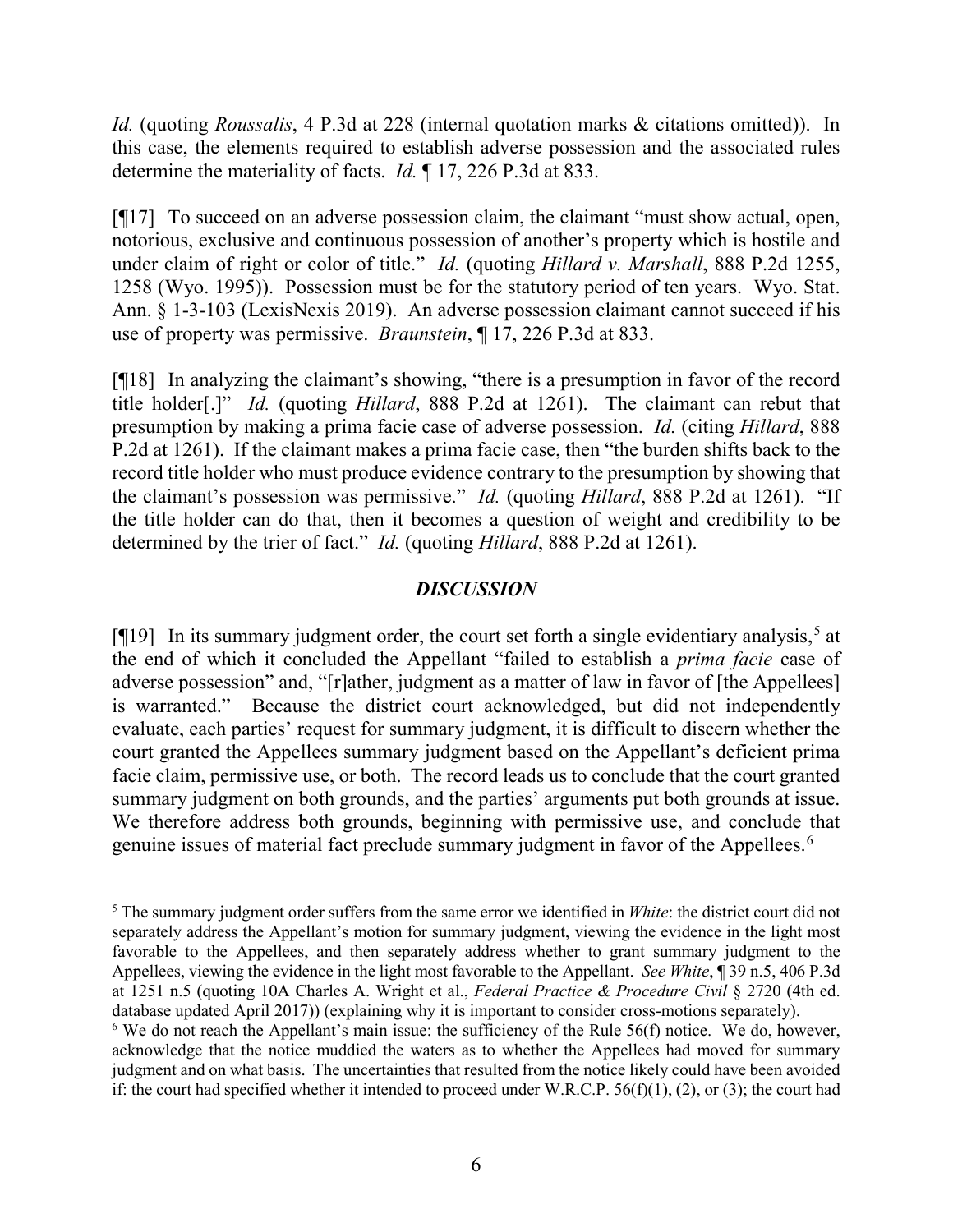*Id.* (quoting *Roussalis*, 4 P.3d at 228 (internal quotation marks & citations omitted)). In this case, the elements required to establish adverse possession and the associated rules determine the materiality of facts. *Id.* ¶ 17, 226 P.3d at 833.

[¶17] To succeed on an adverse possession claim, the claimant "must show actual, open, notorious, exclusive and continuous possession of another's property which is hostile and under claim of right or color of title." *Id.* (quoting *Hillard v. Marshall*, 888 P.2d 1255, 1258 (Wyo. 1995)). Possession must be for the statutory period of ten years. Wyo. Stat. Ann. § 1-3-103 (LexisNexis 2019). An adverse possession claimant cannot succeed if his use of property was permissive. *Braunstein*, ¶ 17, 226 P.3d at 833.

[¶18] In analyzing the claimant's showing, "there is a presumption in favor of the record title holder[.]" *Id.* (quoting *Hillard*, 888 P.2d at 1261). The claimant can rebut that presumption by making a prima facie case of adverse possession. *Id.* (citing *Hillard*, 888 P.2d at 1261). If the claimant makes a prima facie case, then "the burden shifts back to the record title holder who must produce evidence contrary to the presumption by showing that the claimant's possession was permissive." *Id.* (quoting *Hillard*, 888 P.2d at 1261). "If the title holder can do that, then it becomes a question of weight and credibility to be determined by the trier of fact." *Id.* (quoting *Hillard*, 888 P.2d at 1261).

## *DISCUSSION*

[¶19] In its summary judgment order, the court set forth a single evidentiary analysis,[5] at the end of which it concluded the Appellant "failed to establish a *prima facie* case of adverse possession" and, "[r]ather, judgment as a matter of law in favor of [the Appellees] is warranted." Because the district court acknowledged, but did not independently evaluate, each parties' request for summary judgment, it is difficult to discern whether the court granted the Appellees summary judgment based on the Appellant's deficient prima facie claim, permissive use, or both. The record leads us to conclude that the court granted summary judgment on both grounds, and the parties' arguments put both grounds at issue. We therefore address both grounds, beginning with permissive use, and conclude that genuine issues of material fact preclude summary judgment in favor of the Appellees.[6]

---

[5] The summary judgment order suffers from the same error we identified in *White*: the district court did not separately address the Appellant's motion for summary judgment, viewing the evidence in the light most favorable to the Appellees, and then separately address whether to grant summary judgment to the Appellees, viewing the evidence in the light most favorable to the Appellant. *See White*, ¶ 39 n.5, 406 P.3d at 1251 n.5 (quoting 10A Charles A. Wright et al., *Federal Practice & Procedure Civil* § 2720 (4th ed. database updated April 2017)) (explaining why it is important to consider cross-motions separately).

[6] We do not reach the Appellant's main issue: the sufficiency of the Rule 56(f) notice. We do, however, acknowledge that the notice muddied the waters as to whether the Appellees had moved for summary judgment and on what basis. The uncertainties that resulted from the notice likely could have been avoided if: the court had specified whether it intended to proceed under W.R.C.P. 56(f)(1), (2), or (3); the court had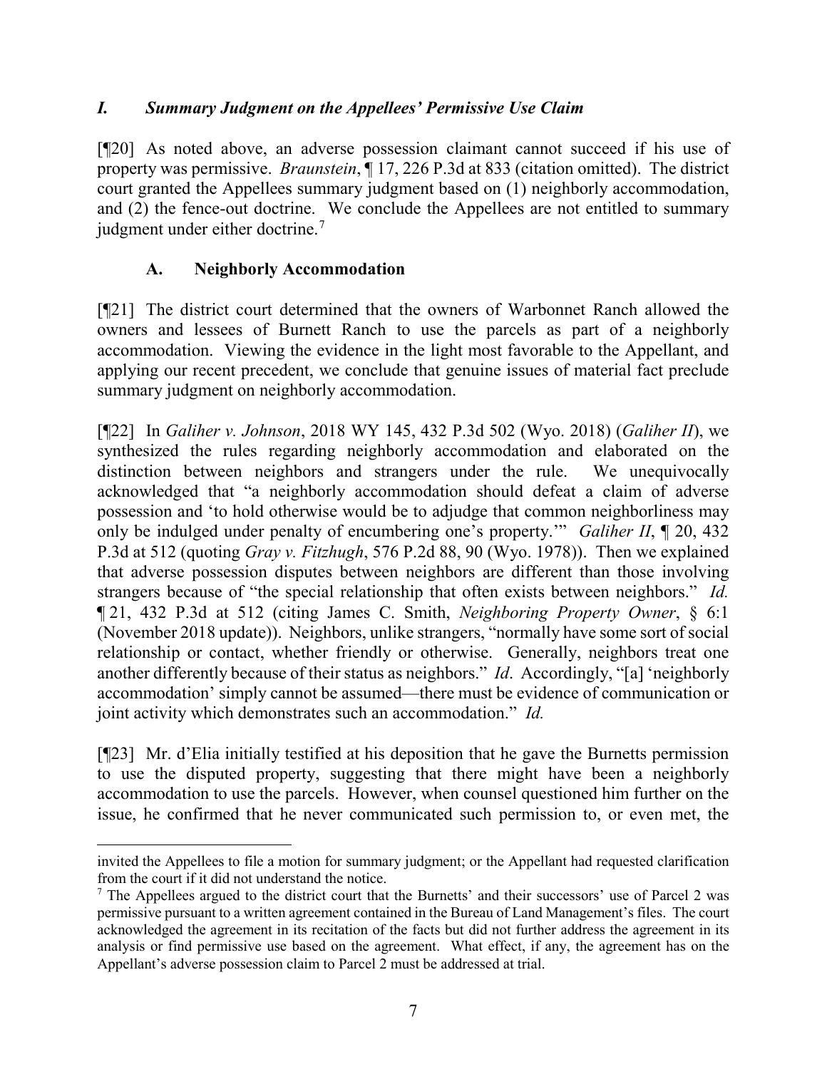## *I. Summary Judgment on the Appellees' Permissive Use Claim*

[¶20] As noted above, an adverse possession claimant cannot succeed if his use of property was permissive. *Braunstein*, ¶ 17, 226 P.3d at 833 (citation omitted). The district court granted the Appellees summary judgment based on (1) neighborly accommodation, and (2) the fence-out doctrine. We conclude the Appellees are not entitled to summary judgment under either doctrine.[7]

### A. Neighborly Accommodation

[¶21] The district court determined that the owners of Warbonnet Ranch allowed the owners and lessees of Burnett Ranch to use the parcels as part of a neighborly accommodation. Viewing the evidence in the light most favorable to the Appellant, and applying our recent precedent, we conclude that genuine issues of material fact preclude summary judgment on neighborly accommodation.

[¶22] In *Galiher v. Johnson*, 2018 WY 145, 432 P.3d 502 (Wyo. 2018) (*Galiher II*), we synthesized the rules regarding neighborly accommodation and elaborated on the distinction between neighbors and strangers under the rule. We unequivocally acknowledged that "a neighborly accommodation should defeat a claim of adverse possession and 'to hold otherwise would be to adjudge that common neighborliness may only be indulged under penalty of encumbering one's property.'" *Galiher II*, ¶ 20, 432 P.3d at 512 (quoting *Gray v. Fitzhugh*, 576 P.2d 88, 90 (Wyo. 1978)). Then we explained that adverse possession disputes between neighbors are different than those involving strangers because of "the special relationship that often exists between neighbors." *Id.* ¶ 21, 432 P.3d at 512 (citing James C. Smith, *Neighboring Property Owner*, § 6:1 (November 2018 update)). Neighbors, unlike strangers, "normally have some sort of social relationship or contact, whether friendly or otherwise. Generally, neighbors treat one another differently because of their status as neighbors." *Id*. Accordingly, "[a] 'neighborly accommodation' simply cannot be assumed—there must be evidence of communication or joint activity which demonstrates such an accommodation." *Id.*

[¶23] Mr. d'Elia initially testified at his deposition that he gave the Burnetts permission to use the disputed property, suggesting that there might have been a neighborly accommodation to use the parcels. However, when counsel questioned him further on the issue, he confirmed that he never communicated such permission to, or even met, the

---

invited the Appellees to file a motion for summary judgment; or the Appellant had requested clarification from the court if it did not understand the notice.

[7] The Appellees argued to the district court that the Burnetts' and their successors' use of Parcel 2 was permissive pursuant to a written agreement contained in the Bureau of Land Management's files. The court acknowledged the agreement in its recitation of the facts but did not further address the agreement in its analysis or find permissive use based on the agreement. What effect, if any, the agreement has on the Appellant's adverse possession claim to Parcel 2 must be addressed at trial.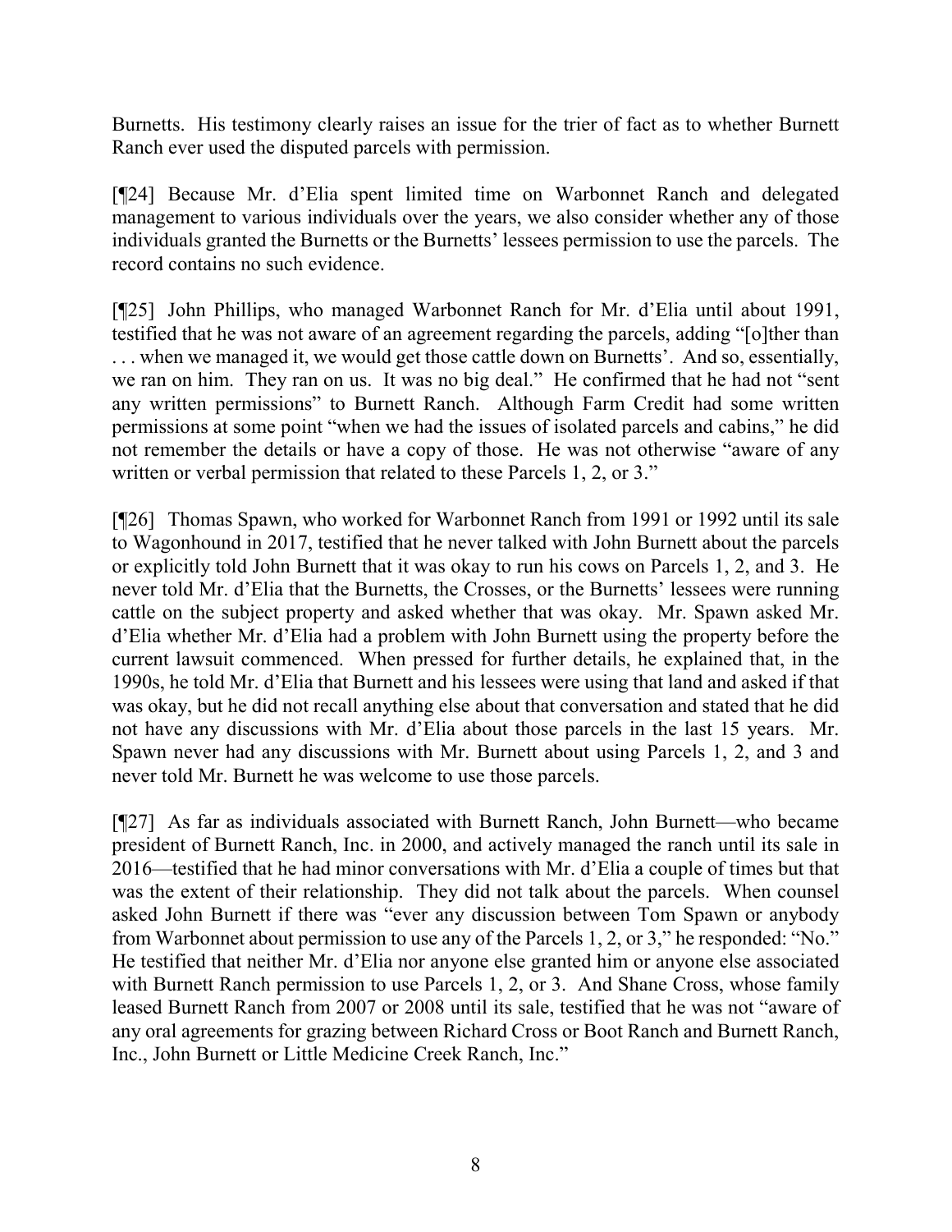Burnetts. His testimony clearly raises an issue for the trier of fact as to whether Burnett Ranch ever used the disputed parcels with permission.

[¶24] Because Mr. d'Elia spent limited time on Warbonnet Ranch and delegated management to various individuals over the years, we also consider whether any of those individuals granted the Burnetts or the Burnetts' lessees permission to use the parcels. The record contains no such evidence.

[¶25] John Phillips, who managed Warbonnet Ranch for Mr. d'Elia until about 1991, testified that he was not aware of an agreement regarding the parcels, adding "[o]ther than . . . when we managed it, we would get those cattle down on Burnetts'. And so, essentially, we ran on him. They ran on us. It was no big deal." He confirmed that he had not "sent any written permissions" to Burnett Ranch. Although Farm Credit had some written permissions at some point "when we had the issues of isolated parcels and cabins," he did not remember the details or have a copy of those. He was not otherwise "aware of any written or verbal permission that related to these Parcels 1, 2, or 3."

[¶26] Thomas Spawn, who worked for Warbonnet Ranch from 1991 or 1992 until its sale to Wagonhound in 2017, testified that he never talked with John Burnett about the parcels or explicitly told John Burnett that it was okay to run his cows on Parcels 1, 2, and 3. He never told Mr. d'Elia that the Burnetts, the Crosses, or the Burnetts' lessees were running cattle on the subject property and asked whether that was okay. Mr. Spawn asked Mr. d'Elia whether Mr. d'Elia had a problem with John Burnett using the property before the current lawsuit commenced. When pressed for further details, he explained that, in the 1990s, he told Mr. d'Elia that Burnett and his lessees were using that land and asked if that was okay, but he did not recall anything else about that conversation and stated that he did not have any discussions with Mr. d'Elia about those parcels in the last 15 years. Mr. Spawn never had any discussions with Mr. Burnett about using Parcels 1, 2, and 3 and never told Mr. Burnett he was welcome to use those parcels.

[¶27] As far as individuals associated with Burnett Ranch, John Burnett—who became president of Burnett Ranch, Inc. in 2000, and actively managed the ranch until its sale in 2016—testified that he had minor conversations with Mr. d'Elia a couple of times but that was the extent of their relationship. They did not talk about the parcels. When counsel asked John Burnett if there was "ever any discussion between Tom Spawn or anybody from Warbonnet about permission to use any of the Parcels 1, 2, or 3," he responded: "No." He testified that neither Mr. d'Elia nor anyone else granted him or anyone else associated with Burnett Ranch permission to use Parcels 1, 2, or 3. And Shane Cross, whose family leased Burnett Ranch from 2007 or 2008 until its sale, testified that he was not "aware of any oral agreements for grazing between Richard Cross or Boot Ranch and Burnett Ranch, Inc., John Burnett or Little Medicine Creek Ranch, Inc."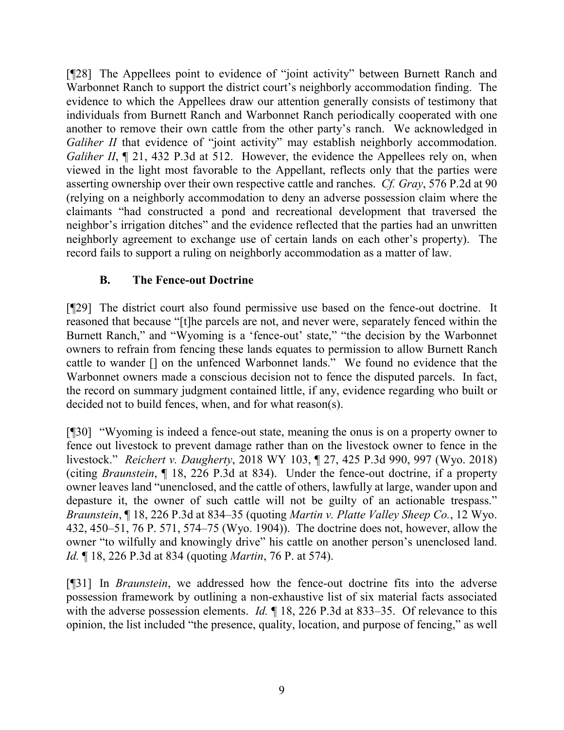[¶28] The Appellees point to evidence of "joint activity" between Burnett Ranch and Warbonnet Ranch to support the district court's neighborly accommodation finding. The evidence to which the Appellees draw our attention generally consists of testimony that individuals from Burnett Ranch and Warbonnet Ranch periodically cooperated with one another to remove their own cattle from the other party's ranch. We acknowledged in *Galiher II* that evidence of "joint activity" may establish neighborly accommodation. *Galiher II*, ¶ 21, 432 P.3d at 512. However, the evidence the Appellees rely on, when viewed in the light most favorable to the Appellant, reflects only that the parties were asserting ownership over their own respective cattle and ranches. *Cf. Gray*, 576 P.2d at 90 (relying on a neighborly accommodation to deny an adverse possession claim where the claimants "had constructed a pond and recreational development that traversed the neighbor's irrigation ditches" and the evidence reflected that the parties had an unwritten neighborly agreement to exchange use of certain lands on each other's property). The record fails to support a ruling on neighborly accommodation as a matter of law.

## B. The Fence-out Doctrine

[¶29] The district court also found permissive use based on the fence-out doctrine. It reasoned that because "[t]he parcels are not, and never were, separately fenced within the Burnett Ranch," and "Wyoming is a 'fence-out' state," "the decision by the Warbonnet owners to refrain from fencing these lands equates to permission to allow Burnett Ranch cattle to wander [] on the unfenced Warbonnet lands." We found no evidence that the Warbonnet owners made a conscious decision not to fence the disputed parcels. In fact, the record on summary judgment contained little, if any, evidence regarding who built or decided not to build fences, when, and for what reason(s).

[¶30] "Wyoming is indeed a fence-out state, meaning the onus is on a property owner to fence out livestock to prevent damage rather than on the livestock owner to fence in the livestock." *Reichert v. Daugherty*, 2018 WY 103, ¶ 27, 425 P.3d 990, 997 (Wyo. 2018) (citing *Braunstein*, ¶ 18, 226 P.3d at 834). Under the fence-out doctrine, if a property owner leaves land "unenclosed, and the cattle of others, lawfully at large, wander upon and depasture it, the owner of such cattle will not be guilty of an actionable trespass." *Braunstein*, ¶ 18, 226 P.3d at 834–35 (quoting *Martin v. Platte Valley Sheep Co.*, 12 Wyo. 432, 450–51, 76 P. 571, 574–75 (Wyo. 1904)). The doctrine does not, however, allow the owner "to wilfully and knowingly drive" his cattle on another person's unenclosed land. *Id.* ¶ 18, 226 P.3d at 834 (quoting *Martin*, 76 P. at 574).

[¶31] In *Braunstein*, we addressed how the fence-out doctrine fits into the adverse possession framework by outlining a non-exhaustive list of six material facts associated with the adverse possession elements. *Id.* ¶ 18, 226 P.3d at 833–35. Of relevance to this opinion, the list included "the presence, quality, location, and purpose of fencing," as well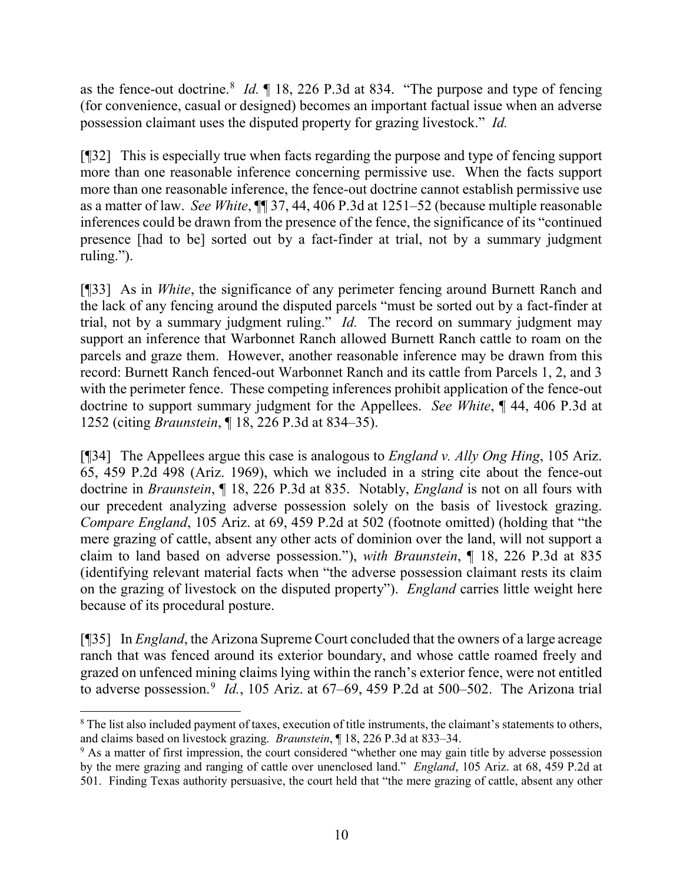as the fence-out doctrine.[8] *Id.* ¶ 18, 226 P.3d at 834. "The purpose and type of fencing (for convenience, casual or designed) becomes an important factual issue when an adverse possession claimant uses the disputed property for grazing livestock." *Id.*

[¶32] This is especially true when facts regarding the purpose and type of fencing support more than one reasonable inference concerning permissive use. When the facts support more than one reasonable inference, the fence-out doctrine cannot establish permissive use as a matter of law. *See White*, ¶¶ 37, 44, 406 P.3d at 1251–52 (because multiple reasonable inferences could be drawn from the presence of the fence, the significance of its "continued presence [had to be] sorted out by a fact-finder at trial, not by a summary judgment ruling.").

[¶33] As in *White*, the significance of any perimeter fencing around Burnett Ranch and the lack of any fencing around the disputed parcels "must be sorted out by a fact-finder at trial, not by a summary judgment ruling." *Id.* The record on summary judgment may support an inference that Warbonnet Ranch allowed Burnett Ranch cattle to roam on the parcels and graze them. However, another reasonable inference may be drawn from this record: Burnett Ranch fenced-out Warbonnet Ranch and its cattle from Parcels 1, 2, and 3 with the perimeter fence. These competing inferences prohibit application of the fence-out doctrine to support summary judgment for the Appellees. *See White*, ¶ 44, 406 P.3d at 1252 (citing *Braunstein*, ¶ 18, 226 P.3d at 834–35).

[¶34] The Appellees argue this case is analogous to *England v. Ally Ong Hing*, 105 Ariz. 65, 459 P.2d 498 (Ariz. 1969), which we included in a string cite about the fence-out doctrine in *Braunstein*, ¶ 18, 226 P.3d at 835. Notably, *England* is not on all fours with our precedent analyzing adverse possession solely on the basis of livestock grazing. *Compare England*, 105 Ariz. at 69, 459 P.2d at 502 (footnote omitted) (holding that "the mere grazing of cattle, absent any other acts of dominion over the land, will not support a claim to land based on adverse possession."), *with Braunstein*, ¶ 18, 226 P.3d at 835 (identifying relevant material facts when "the adverse possession claimant rests its claim on the grazing of livestock on the disputed property"). *England* carries little weight here because of its procedural posture.

[¶35] In *England*, the Arizona Supreme Court concluded that the owners of a large acreage ranch that was fenced around its exterior boundary, and whose cattle roamed freely and grazed on unfenced mining claims lying within the ranch's exterior fence, were not entitled to adverse possession.[9] *Id.*, 105 Ariz. at 67–69, 459 P.2d at 500–502. The Arizona trial

---

[8] The list also included payment of taxes, execution of title instruments, the claimant's statements to others, and claims based on livestock grazing. *Braunstein*, ¶ 18, 226 P.3d at 833–34.

[9] As a matter of first impression, the court considered "whether one may gain title by adverse possession by the mere grazing and ranging of cattle over unenclosed land." *England*, 105 Ariz. at 68, 459 P.2d at 501. Finding Texas authority persuasive, the court held that "the mere grazing of cattle, absent any other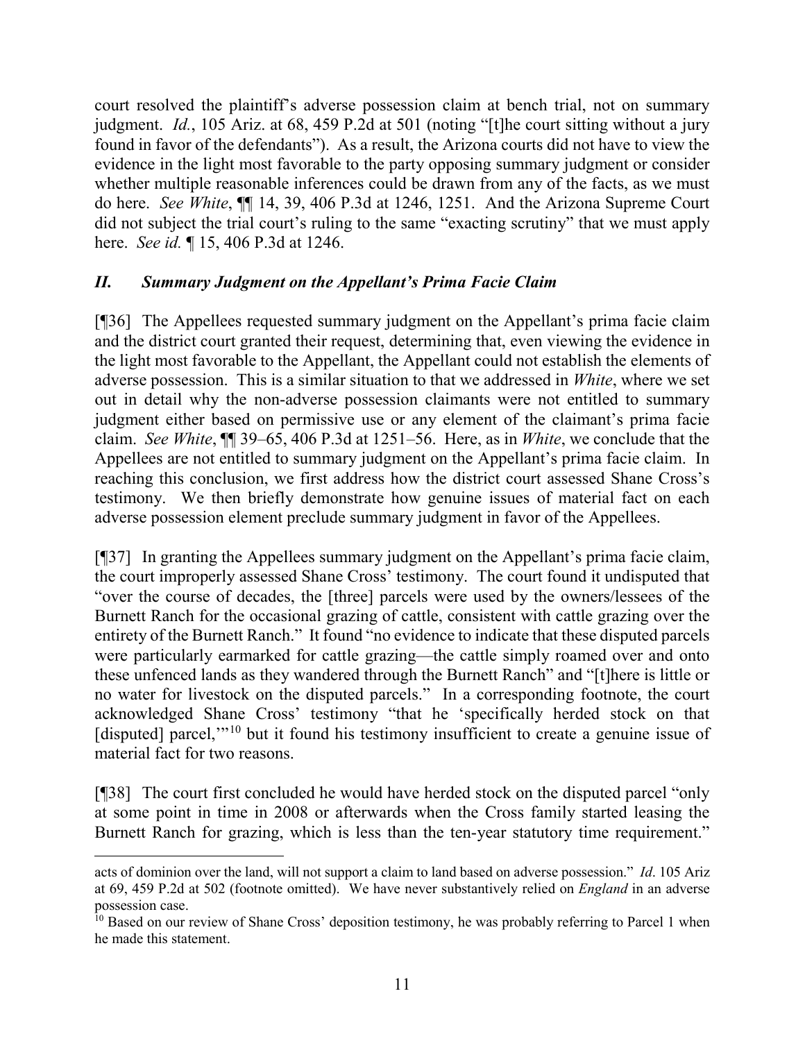court resolved the plaintiff's adverse possession claim at bench trial, not on summary judgment. *Id.*, 105 Ariz. at 68, 459 P.2d at 501 (noting "[t]he court sitting without a jury found in favor of the defendants"). As a result, the Arizona courts did not have to view the evidence in the light most favorable to the party opposing summary judgment or consider whether multiple reasonable inferences could be drawn from any of the facts, as we must do here. *See White*, ¶¶ 14, 39, 406 P.3d at 1246, 1251. And the Arizona Supreme Court did not subject the trial court's ruling to the same "exacting scrutiny" that we must apply here. *See id.* ¶ 15, 406 P.3d at 1246.

## *II. Summary Judgment on the Appellant's Prima Facie Claim*

[¶36] The Appellees requested summary judgment on the Appellant's prima facie claim and the district court granted their request, determining that, even viewing the evidence in the light most favorable to the Appellant, the Appellant could not establish the elements of adverse possession. This is a similar situation to that we addressed in *White*, where we set out in detail why the non-adverse possession claimants were not entitled to summary judgment either based on permissive use or any element of the claimant's prima facie claim. *See White*, ¶¶ 39–65, 406 P.3d at 1251–56. Here, as in *White*, we conclude that the Appellees are not entitled to summary judgment on the Appellant's prima facie claim. In reaching this conclusion, we first address how the district court assessed Shane Cross's testimony. We then briefly demonstrate how genuine issues of material fact on each adverse possession element preclude summary judgment in favor of the Appellees.

[¶37] In granting the Appellees summary judgment on the Appellant's prima facie claim, the court improperly assessed Shane Cross' testimony. The court found it undisputed that "over the course of decades, the [three] parcels were used by the owners/lessees of the Burnett Ranch for the occasional grazing of cattle, consistent with cattle grazing over the entirety of the Burnett Ranch." It found "no evidence to indicate that these disputed parcels were particularly earmarked for cattle grazing—the cattle simply roamed over and onto these unfenced lands as they wandered through the Burnett Ranch" and "[t]here is little or no water for livestock on the disputed parcels." In a corresponding footnote, the court acknowledged Shane Cross' testimony "that he 'specifically herded stock on that [disputed] parcel,'"[10] but it found his testimony insufficient to create a genuine issue of material fact for two reasons.

[¶38] The court first concluded he would have herded stock on the disputed parcel "only at some point in time in 2008 or afterwards when the Cross family started leasing the Burnett Ranch for grazing, which is less than the ten-year statutory time requirement."

---

acts of dominion over the land, will not support a claim to land based on adverse possession." *Id*. 105 Ariz at 69, 459 P.2d at 502 (footnote omitted). We have never substantively relied on *England* in an adverse possession case.

[10] Based on our review of Shane Cross' deposition testimony, he was probably referring to Parcel 1 when he made this statement.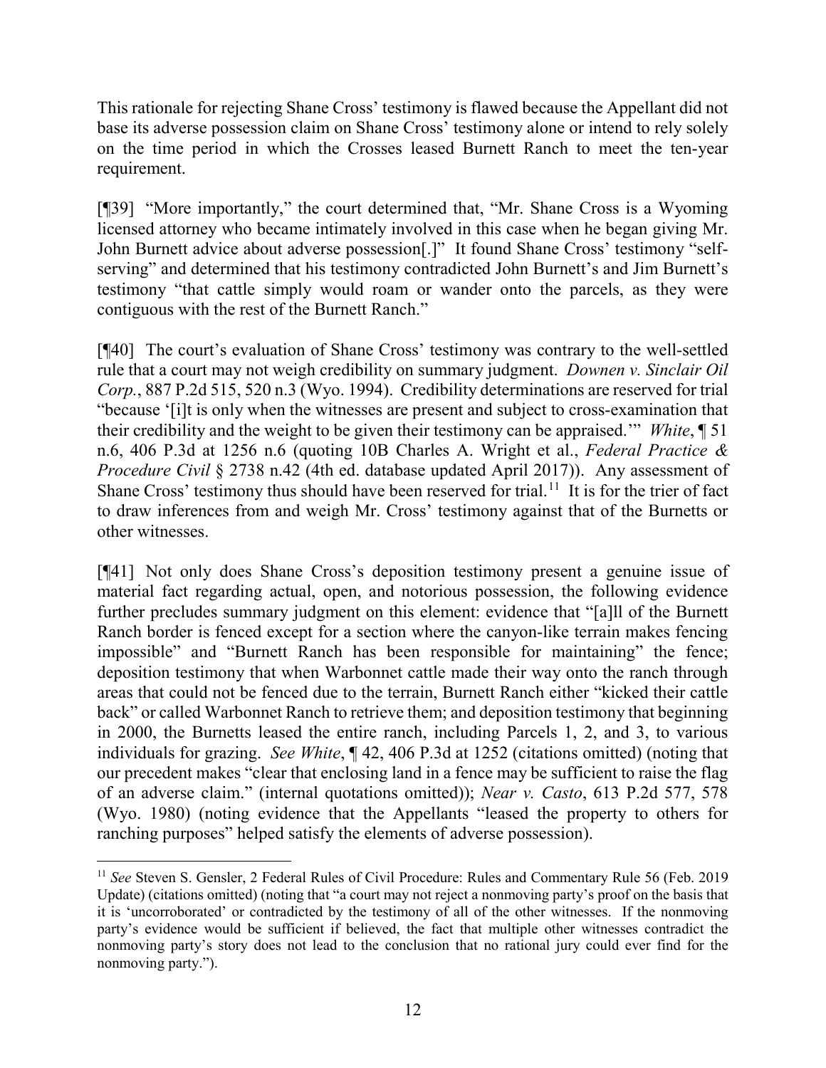This rationale for rejecting Shane Cross' testimony is flawed because the Appellant did not base its adverse possession claim on Shane Cross' testimony alone or intend to rely solely on the time period in which the Crosses leased Burnett Ranch to meet the ten-year requirement.

[¶39] "More importantly," the court determined that, "Mr. Shane Cross is a Wyoming licensed attorney who became intimately involved in this case when he began giving Mr. John Burnett advice about adverse possession[.]" It found Shane Cross' testimony "self-serving" and determined that his testimony contradicted John Burnett's and Jim Burnett's testimony "that cattle simply would roam or wander onto the parcels, as they were contiguous with the rest of the Burnett Ranch."

[¶40] The court's evaluation of Shane Cross' testimony was contrary to the well-settled rule that a court may not weigh credibility on summary judgment. *Downen v. Sinclair Oil Corp.*, 887 P.2d 515, 520 n.3 (Wyo. 1994). Credibility determinations are reserved for trial "because '[i]t is only when the witnesses are present and subject to cross-examination that their credibility and the weight to be given their testimony can be appraised.'" *White*, ¶ 51 n.6, 406 P.3d at 1256 n.6 (quoting 10B Charles A. Wright et al., *Federal Practice & Procedure Civil* § 2738 n.42 (4th ed. database updated April 2017)). Any assessment of Shane Cross' testimony thus should have been reserved for trial.[11] It is for the trier of fact to draw inferences from and weigh Mr. Cross' testimony against that of the Burnetts or other witnesses.

[¶41] Not only does Shane Cross's deposition testimony present a genuine issue of material fact regarding actual, open, and notorious possession, the following evidence further precludes summary judgment on this element: evidence that "[a]ll of the Burnett Ranch border is fenced except for a section where the canyon-like terrain makes fencing impossible" and "Burnett Ranch has been responsible for maintaining" the fence; deposition testimony that when Warbonnet cattle made their way onto the ranch through areas that could not be fenced due to the terrain, Burnett Ranch either "kicked their cattle back" or called Warbonnet Ranch to retrieve them; and deposition testimony that beginning in 2000, the Burnetts leased the entire ranch, including Parcels 1, 2, and 3, to various individuals for grazing. *See White*, ¶ 42, 406 P.3d at 1252 (citations omitted) (noting that our precedent makes "clear that enclosing land in a fence may be sufficient to raise the flag of an adverse claim." (internal quotations omitted)); *Near v. Casto*, 613 P.2d 577, 578 (Wyo. 1980) (noting evidence that the Appellants "leased the property to others for ranching purposes" helped satisfy the elements of adverse possession).

---

[11] *See* Steven S. Gensler, 2 Federal Rules of Civil Procedure: Rules and Commentary Rule 56 (Feb. 2019 Update) (citations omitted) (noting that "a court may not reject a nonmoving party's proof on the basis that it is 'uncorroborated' or contradicted by the testimony of all of the other witnesses. If the nonmoving party's evidence would be sufficient if believed, the fact that multiple other witnesses contradict the nonmoving party's story does not lead to the conclusion that no rational jury could ever find for the nonmoving party.").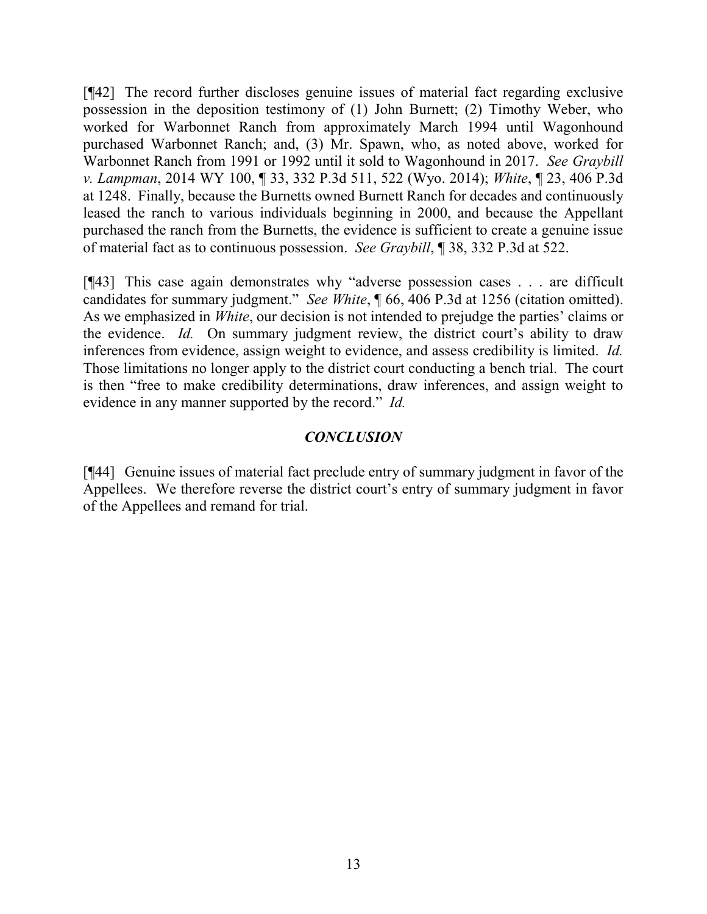[¶42] The record further discloses genuine issues of material fact regarding exclusive possession in the deposition testimony of (1) John Burnett; (2) Timothy Weber, who worked for Warbonnet Ranch from approximately March 1994 until Wagonhound purchased Warbonnet Ranch; and, (3) Mr. Spawn, who, as noted above, worked for Warbonnet Ranch from 1991 or 1992 until it sold to Wagonhound in 2017. *See Graybill v. Lampman*, 2014 WY 100, ¶ 33, 332 P.3d 511, 522 (Wyo. 2014); *White*, ¶ 23, 406 P.3d at 1248. Finally, because the Burnetts owned Burnett Ranch for decades and continuously leased the ranch to various individuals beginning in 2000, and because the Appellant purchased the ranch from the Burnetts, the evidence is sufficient to create a genuine issue of material fact as to continuous possession. *See Graybill*, ¶ 38, 332 P.3d at 522.

[¶43] This case again demonstrates why "adverse possession cases . . . are difficult candidates for summary judgment." *See White*, ¶ 66, 406 P.3d at 1256 (citation omitted). As we emphasized in *White*, our decision is not intended to prejudge the parties' claims or the evidence. *Id.* On summary judgment review, the district court's ability to draw inferences from evidence, assign weight to evidence, and assess credibility is limited. *Id.* Those limitations no longer apply to the district court conducting a bench trial. The court is then "free to make credibility determinations, draw inferences, and assign weight to evidence in any manner supported by the record." *Id.*

## *CONCLUSION*

[¶44] Genuine issues of material fact preclude entry of summary judgment in favor of the Appellees. We therefore reverse the district court's entry of summary judgment in favor of the Appellees and remand for trial.